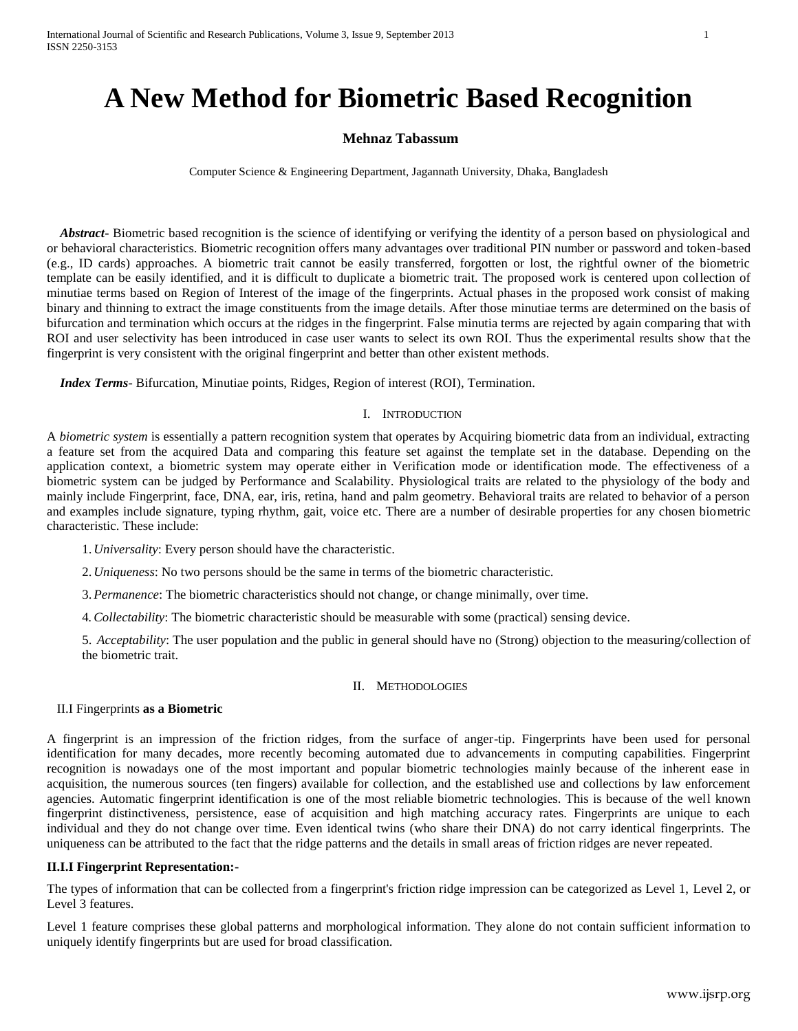# A New Method for Biometric Based Recognition

**Mehnaz Tabassum**

Computer Science & Engineering Department, Jagannath University, Dhaka, Bangladesh

***Abstract-*** Biometric based recognition is the science of identifying or verifying the identity of a person based on physiological and or behavioral characteristics. Biometric recognition offers many advantages over traditional PIN number or password and token-based (e.g., ID cards) approaches. A biometric trait cannot be easily transferred, forgotten or lost, the rightful owner of the biometric template can be easily identified, and it is difficult to duplicate a biometric trait. The proposed work is centered upon collection of minutiae terms based on Region of Interest of the image of the fingerprints. Actual phases in the proposed work consist of making binary and thinning to extract the image constituents from the image details. After those minutiae terms are determined on the basis of bifurcation and termination which occurs at the ridges in the fingerprint. False minutia terms are rejected by again comparing that with ROI and user selectivity has been introduced in case user wants to select its own ROI. Thus the experimental results show that the fingerprint is very consistent with the original fingerprint and better than other existent methods.

***Index Terms-*** Bifurcation, Minutiae points, Ridges, Region of interest (ROI), Termination.

## I. Introduction

A *biometric system* is essentially a pattern recognition system that operates by Acquiring biometric data from an individual, extracting a feature set from the acquired Data and comparing this feature set against the template set in the database. Depending on the application context, a biometric system may operate either in Verification mode or identification mode. The effectiveness of a biometric system can be judged by Performance and Scalability. Physiological traits are related to the physiology of the body and mainly include Fingerprint, face, DNA, ear, iris, retina, hand and palm geometry. Behavioral traits are related to behavior of a person and examples include signature, typing rhythm, gait, voice etc. There are a number of desirable properties for any chosen biometric characteristic. These include:

1. *Universality*: Every person should have the characteristic.
2. *Uniqueness*: No two persons should be the same in terms of the biometric characteristic.
3. *Permanence*: The biometric characteristics should not change, or change minimally, over time.
4. *Collectability*: The biometric characteristic should be measurable with some (practical) sensing device.
5. *Acceptability*: The user population and the public in general should have no (Strong) objection to the measuring/collection of the biometric trait.

## II. Methodologies

### II.I Fingerprints **as a Biometric**

A fingerprint is an impression of the friction ridges, from the surface of anger-tip. Fingerprints have been used for personal identification for many decades, more recently becoming automated due to advancements in computing capabilities. Fingerprint recognition is nowadays one of the most important and popular biometric technologies mainly because of the inherent ease in acquisition, the numerous sources (ten fingers) available for collection, and the established use and collections by law enforcement agencies. Automatic fingerprint identification is one of the most reliable biometric technologies. This is because of the well known fingerprint distinctiveness, persistence, ease of acquisition and high matching accuracy rates. Fingerprints are unique to each individual and they do not change over time. Even identical twins (who share their DNA) do not carry identical fingerprints. The uniqueness can be attributed to the fact that the ridge patterns and the details in small areas of friction ridges are never repeated.

#### II.I.I Fingerprint Representation:-

The types of information that can be collected from a fingerprint's friction ridge impression can be categorized as Level 1, Level 2, or Level 3 features.

Level 1 feature comprises these global patterns and morphological information. They alone do not contain sufficient information to uniquely identify fingerprints but are used for broad classification.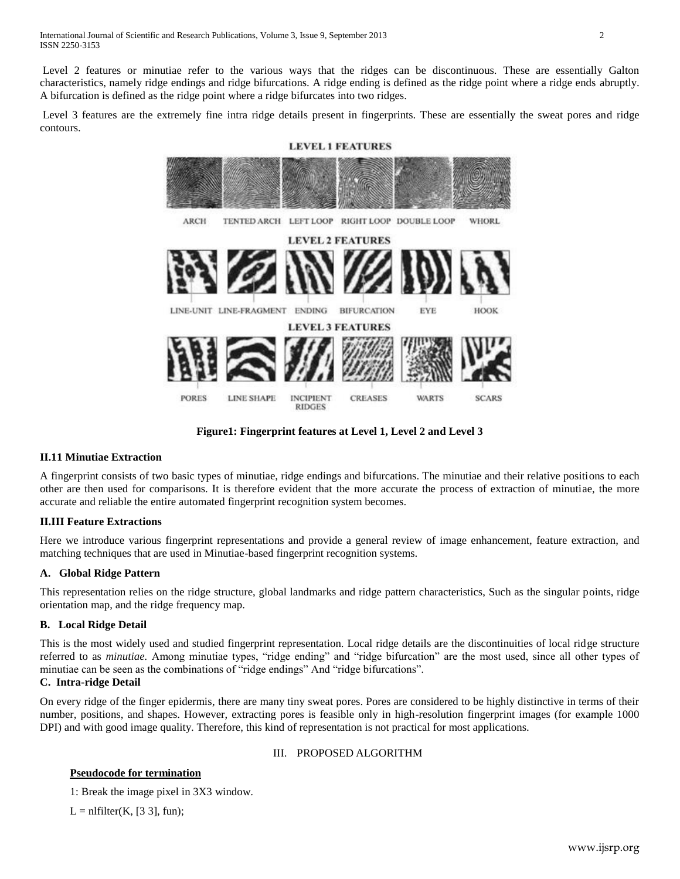Level 2 features or minutiae refer to the various ways that the ridges can be discontinuous. These are essentially Galton characteristics, namely ridge endings and ridge bifurcations. A ridge ending is defined as the ridge point where a ridge ends abruptly. A bifurcation is defined as the ridge point where a ridge bifurcates into two ridges.

Level 3 features are the extremely fine intra ridge details present in fingerprints. These are essentially the sweat pores and ridge contours.

**Figure1: Fingerprint features at Level 1, Level 2 and Level 3**

### II.11 Minutiae Extraction

A fingerprint consists of two basic types of minutiae, ridge endings and bifurcations. The minutiae and their relative positions to each other are then used for comparisons. It is therefore evident that the more accurate the process of extraction of minutiae, the more accurate and reliable the entire automated fingerprint recognition system becomes.

### II.III Feature Extractions

Here we introduce various fingerprint representations and provide a general review of image enhancement, feature extraction, and matching techniques that are used in Minutiae-based fingerprint recognition systems.

#### A. Global Ridge Pattern

This representation relies on the ridge structure, global landmarks and ridge pattern characteristics, Such as the singular points, ridge orientation map, and the ridge frequency map.

#### B. Local Ridge Detail

This is the most widely used and studied fingerprint representation. Local ridge details are the discontinuities of local ridge structure referred to as *minutiae*. Among minutiae types, "ridge ending" and "ridge bifurcation" are the most used, since all other types of minutiae can be seen as the combinations of "ridge endings" And "ridge bifurcations".

#### C. Intra-ridge Detail

On every ridge of the finger epidermis, there are many tiny sweat pores. Pores are considered to be highly distinctive in terms of their number, positions, and shapes. However, extracting pores is feasible only in high-resolution fingerprint images (for example 1000 DPI) and with good image quality. Therefore, this kind of representation is not practical for most applications.

## III. PROPOSED ALGORITHM

**Pseudocode for termination**

1: Break the image pixel in 3X3 window.

L = nlfilter(K, [3 3], fun);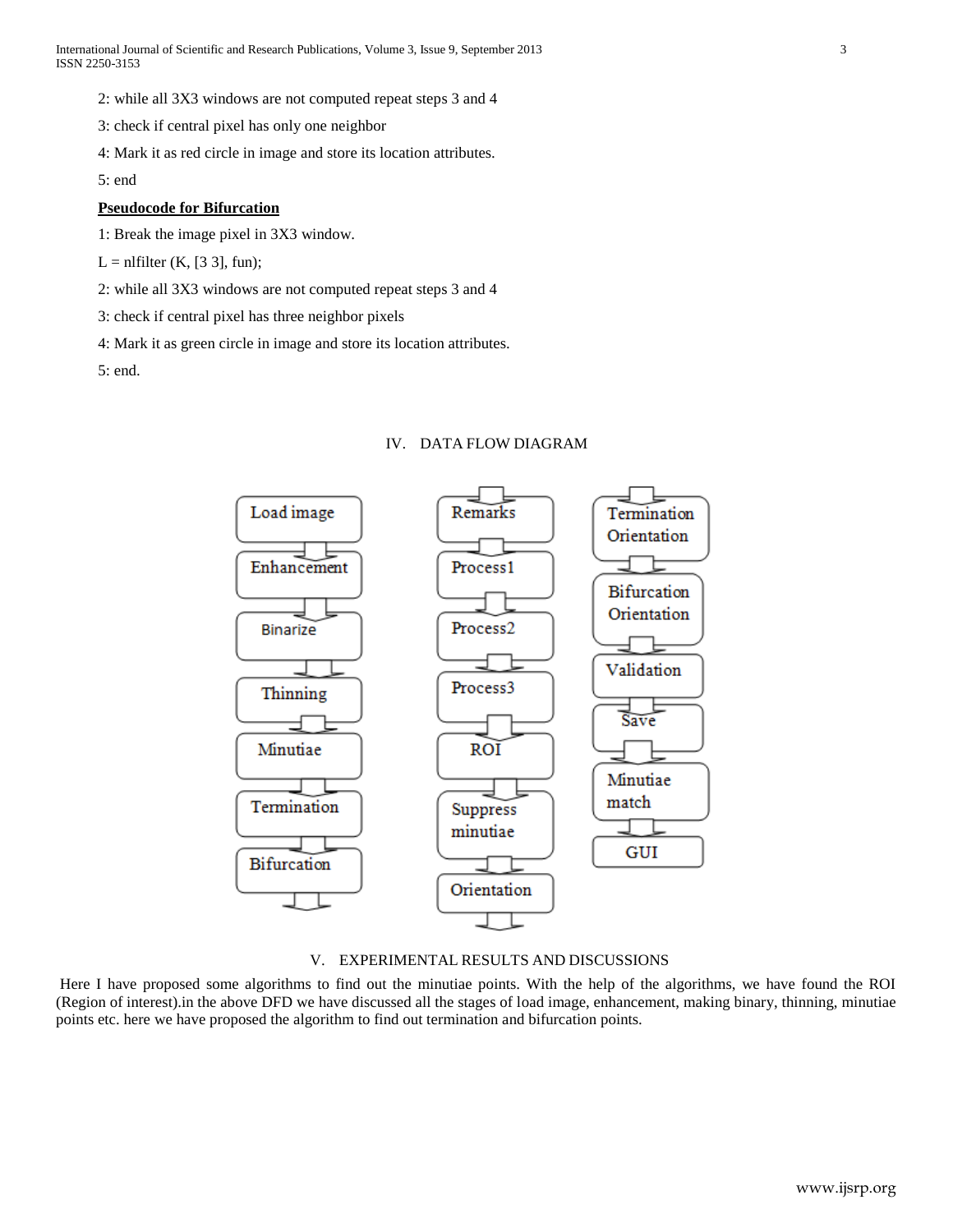2: while all 3X3 windows are not computed repeat steps 3 and 4

3: check if central pixel has only one neighbor

4: Mark it as red circle in image and store its location attributes.

5: end

**Pseudocode for Bifurcation**

1: Break the image pixel in 3X3 window.

L = nlfilter (K, [3 3], fun);

2: while all 3X3 windows are not computed repeat steps 3 and 4

3: check if central pixel has three neighbor pixels

4: Mark it as green circle in image and store its location attributes.

5: end.

## IV. DATA FLOW DIAGRAM

Load image → Enhancement → Binarize → Thinning → Minutiae → Termination → Bifurcation → Remarks → Process1 → Process2 → Process3 → ROI → Suppress minutiae → Orientation → Termination Orientation → Bifurcation Orientation → Validation → Save → Minutiae match → GUI

## V. EXPERIMENTAL RESULTS AND DISCUSSIONS

Here I have proposed some algorithms to find out the minutiae points. With the help of the algorithms, we have found the ROI (Region of interest).in the above DFD we have discussed all the stages of load image, enhancement, making binary, thinning, minutiae points etc. here we have proposed the algorithm to find out termination and bifurcation points.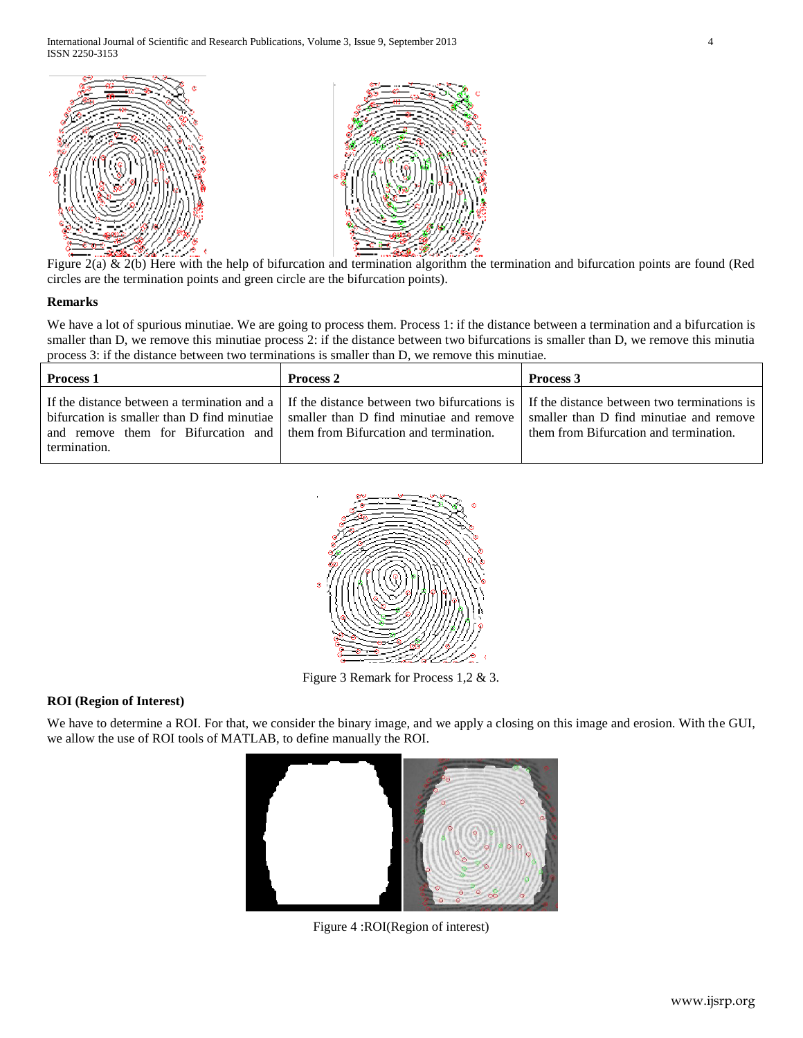Figure 2(a) & 2(b) Here with the help of bifurcation and termination algorithm the termination and bifurcation points are found (Red circles are the termination points and green circle are the bifurcation points).

**Remarks**

We have a lot of spurious minutiae. We are going to process them. Process 1: if the distance between a termination and a bifurcation is smaller than D, we remove this minutiae process 2: if the distance between two bifurcations is smaller than D, we remove this minutia process 3: if the distance between two terminations is smaller than D, we remove this minutiae.

| **Process 1** | **Process 2** | **Process 3** |
|---|---|---|
| If the distance between a termination and a bifurcation is smaller than D find minutiae and remove them for Bifurcation and termination. | If the distance between two bifurcations is smaller than D find minutiae and remove them from Bifurcation and termination. | If the distance between two terminations is smaller than D find minutiae and remove them from Bifurcation and termination. |

Figure 3 Remark for Process 1,2 & 3.

**ROI (Region of Interest)**

We have to determine a ROI. For that, we consider the binary image, and we apply a closing on this image and erosion. With the GUI, we allow the use of ROI tools of MATLAB, to define manually the ROI.

Figure 4 :ROI(Region of interest)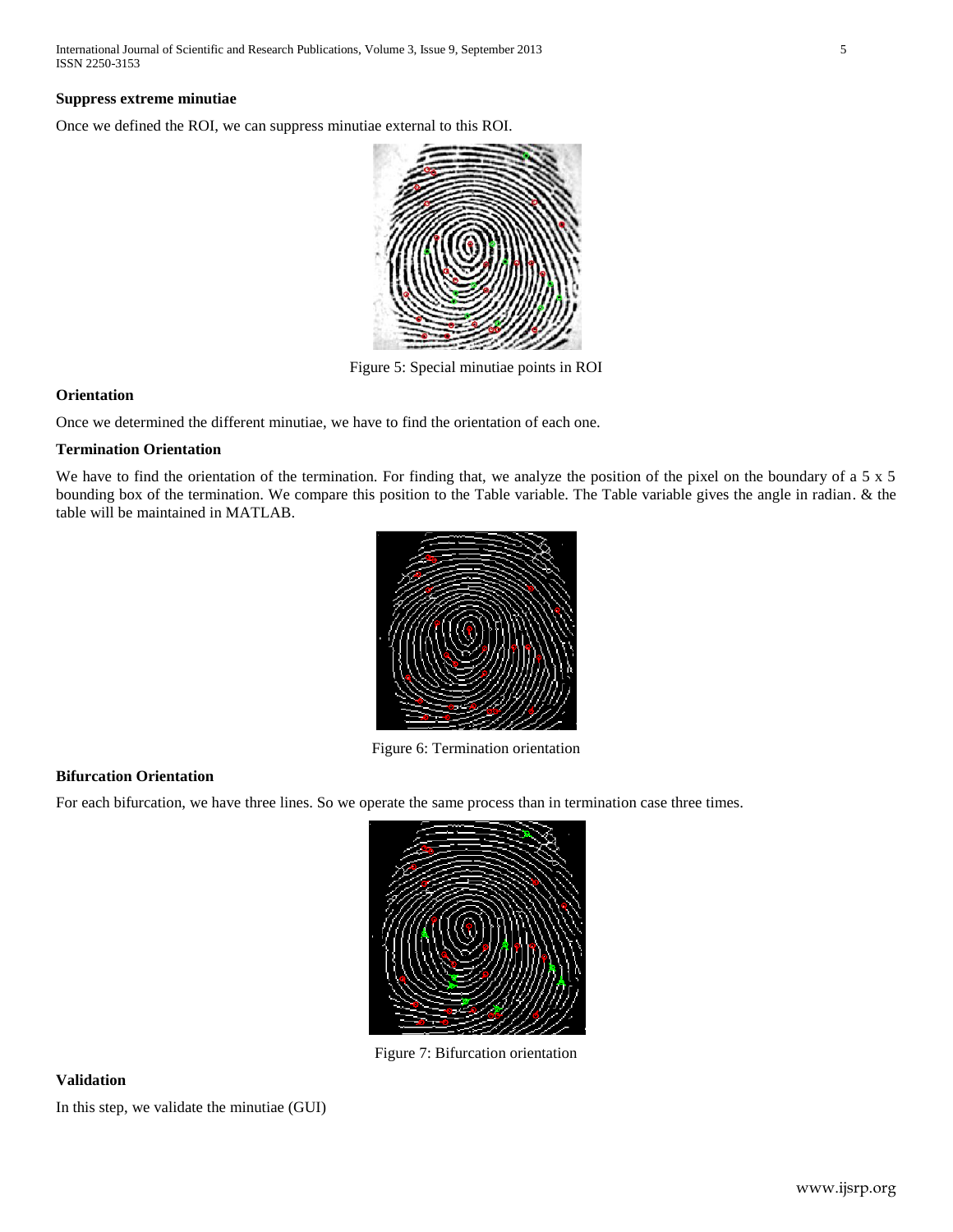**Suppress extreme minutiae**

Once we defined the ROI, we can suppress minutiae external to this ROI.

Figure 5: Special minutiae points in ROI

**Orientation**

Once we determined the different minutiae, we have to find the orientation of each one.

**Termination Orientation**

We have to find the orientation of the termination. For finding that, we analyze the position of the pixel on the boundary of a 5 x 5 bounding box of the termination. We compare this position to the Table variable. The Table variable gives the angle in radian. & the table will be maintained in MATLAB.

Figure 6: Termination orientation

**Bifurcation Orientation**

For each bifurcation, we have three lines. So we operate the same process than in termination case three times.

Figure 7: Bifurcation orientation

**Validation**

In this step, we validate the minutiae (GUI)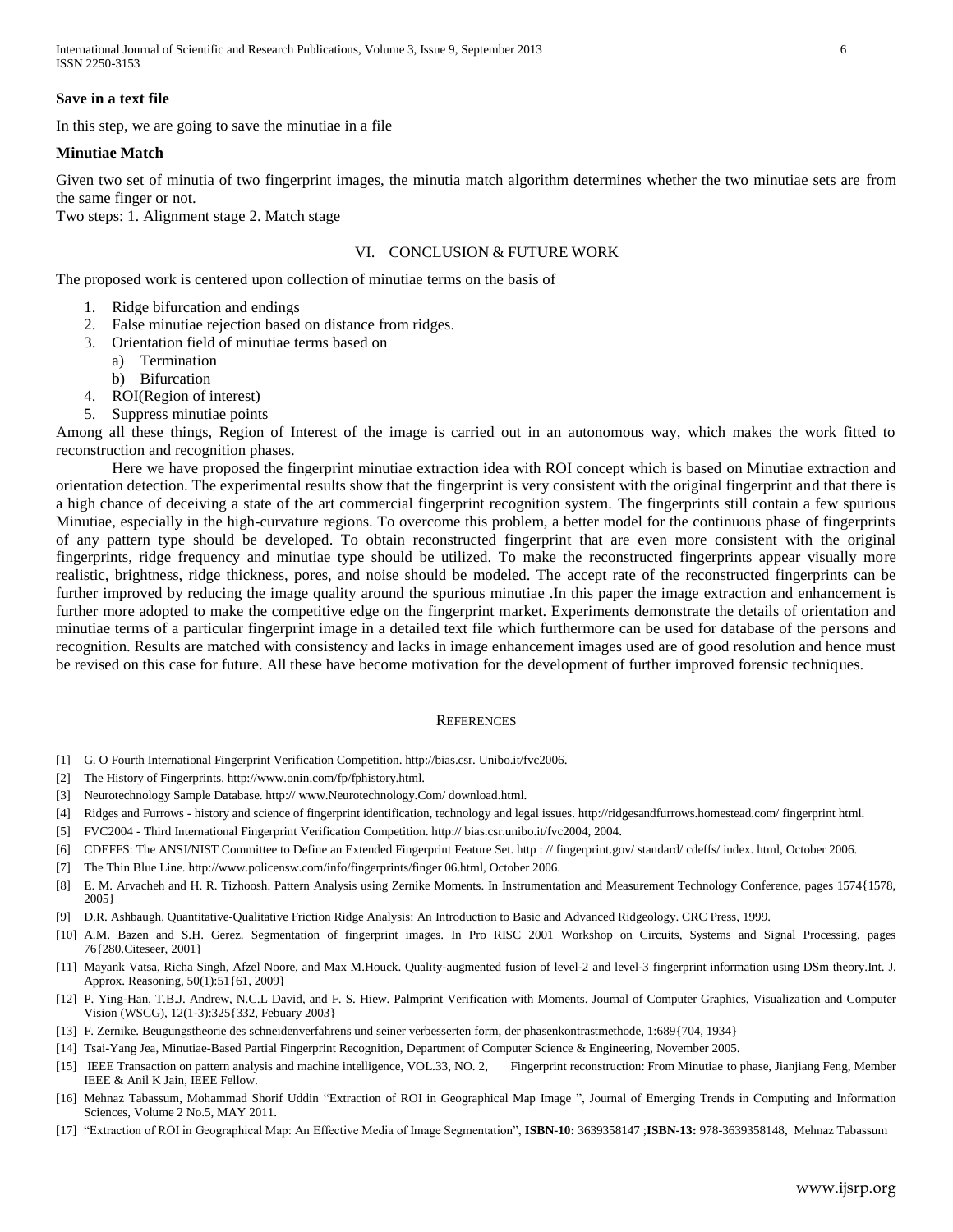**Save in a text file**

In this step, we are going to save the minutiae in a file

**Minutiae Match**

Given two set of minutia of two fingerprint images, the minutia match algorithm determines whether the two minutiae sets are from the same finger or not.

Two steps: 1. Alignment stage 2. Match stage

## VI. CONCLUSION & FUTURE WORK

The proposed work is centered upon collection of minutiae terms on the basis of

1. Ridge bifurcation and endings
2. False minutiae rejection based on distance from ridges.
3. Orientation field of minutiae terms based on
   a) Termination
   b) Bifurcation
4. ROI(Region of interest)
5. Suppress minutiae points

Among all these things, Region of Interest of the image is carried out in an autonomous way, which makes the work fitted to reconstruction and recognition phases.

Here we have proposed the fingerprint minutiae extraction idea with ROI concept which is based on Minutiae extraction and orientation detection. The experimental results show that the fingerprint is very consistent with the original fingerprint and that there is a high chance of deceiving a state of the art commercial fingerprint recognition system. The fingerprints still contain a few spurious Minutiae, especially in the high-curvature regions. To overcome this problem, a better model for the continuous phase of fingerprints of any pattern type should be developed. To obtain reconstructed fingerprint that are even more consistent with the original fingerprints, ridge frequency and minutiae type should be utilized. To make the reconstructed fingerprints appear visually more realistic, brightness, ridge thickness, pores, and noise should be modeled. The accept rate of the reconstructed fingerprints can be further improved by reducing the image quality around the spurious minutiae .In this paper the image extraction and enhancement is further more adopted to make the competitive edge on the fingerprint market. Experiments demonstrate the details of orientation and minutiae terms of a particular fingerprint image in a detailed text file which furthermore can be used for database of the persons and recognition. Results are matched with consistency and lacks in image enhancement images used are of good resolution and hence must be revised on this case for future. All these have become motivation for the development of further improved forensic techniques.

## REFERENCES

[1] G. O Fourth International Fingerprint Verification Competition. http://bias.csr. Unibo.it/fvc2006.

[2] The History of Fingerprints. http://www.onin.com/fp/fphistory.html.

[3] Neurotechnology Sample Database. http:// www.Neurotechnology.Com/ download.html.

[4] Ridges and Furrows - history and science of fingerprint identification, technology and legal issues. http://ridgesandfurrows.homestead.com/ fingerprint html.

[5] FVC2004 - Third International Fingerprint Verification Competition. http:// bias.csr.unibo.it/fvc2004, 2004.

[6] CDEFFS: The ANSI/NIST Committee to Define an Extended Fingerprint Feature Set. http : // fingerprint.gov/ standard/ cdeffs/ index. html, October 2006.

[7] The Thin Blue Line. http://www.policensw.com/info/fingerprints/finger 06.html, October 2006.

[8] E. M. Arvacheh and H. R. Tizhoosh. Pattern Analysis using Zernike Moments. In Instrumentation and Measurement Technology Conference, pages 1574{1578, 2005}

[9] D.R. Ashbaugh. Quantitative-Qualitative Friction Ridge Analysis: An Introduction to Basic and Advanced Ridgeology. CRC Press, 1999.

[10] A.M. Bazen and S.H. Gerez. Segmentation of fingerprint images. In Pro RISC 2001 Workshop on Circuits, Systems and Signal Processing, pages 76{280.Citeseer, 2001}

[11] Mayank Vatsa, Richa Singh, Afzel Noore, and Max M.Houck. Quality-augmented fusion of level-2 and level-3 fingerprint information using DSm theory.Int. J. Approx. Reasoning, 50(1):51{61, 2009}

[12] P. Ying-Han, T.B.J. Andrew, N.C.L David, and F. S. Hiew. Palmprint Verification with Moments. Journal of Computer Graphics, Visualization and Computer Vision (WSCG), 12(1-3):325{332, Febuary 2003}

[13] F. Zernike. Beugungstheorie des schneidenverfahrens und seiner verbesserten form, der phasenkontrastmethode, 1:689{704, 1934}

[14] Tsai-Yang Jea, Minutiae-Based Partial Fingerprint Recognition, Department of Computer Science & Engineering, November 2005.

[15] IEEE Transaction on pattern analysis and machine intelligence, VOL.33, NO. 2, Fingerprint reconstruction: From Minutiae to phase, Jianjiang Feng, Member IEEE & Anil K Jain, IEEE Fellow.

[16] Mehnaz Tabassum, Mohammad Shorif Uddin "Extraction of ROI in Geographical Map Image ", Journal of Emerging Trends in Computing and Information Sciences, Volume 2 No.5, MAY 2011.

[17] "Extraction of ROI in Geographical Map: An Effective Media of Image Segmentation", **ISBN-10:** 3639358147 ;**ISBN-13:** 978-3639358148, Mehnaz Tabassum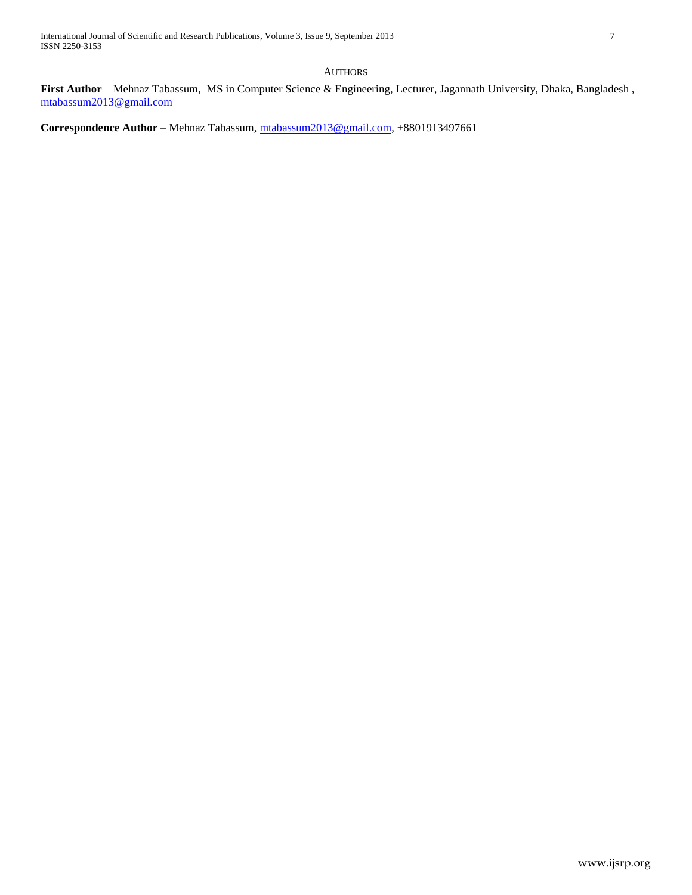## AUTHORS

**First Author** – Mehnaz Tabassum, MS in Computer Science & Engineering, Lecturer, Jagannath University, Dhaka, Bangladesh , mtabassum2013@gmail.com

**Correspondence Author** – Mehnaz Tabassum, mtabassum2013@gmail.com, +8801913497661